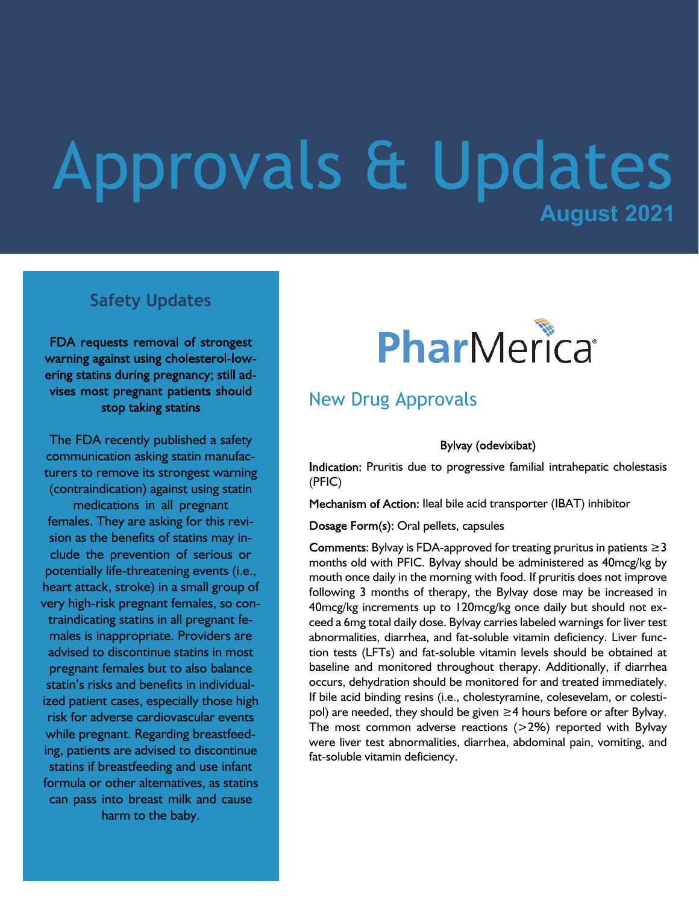# Approvals & Updates

**August 2021**

## Safety Updates

**FDA requests removal of strongest warning against using cholesterol-lowering statins during pregnancy; still advises most pregnant patients should stop taking statins**

The FDA recently published a safety communication asking statin manufacturers to remove its strongest warning (contraindication) against using statin medications in all pregnant females. They are asking for this revision as the benefits of statins may include the prevention of serious or potentially life-threatening events (i.e., heart attack, stroke) in a small group of very high-risk pregnant females, so contraindicating statins in all pregnant females is inappropriate. Providers are advised to discontinue statins in most pregnant females but to also balance statin's risks and benefits in individualized patient cases, especially those high risk for adverse cardiovascular events while pregnant. Regarding breastfeeding, patients are advised to discontinue statins if breastfeeding and use infant formula or other alternatives, as statins can pass into breast milk and cause harm to the baby.

PharMerica

## New Drug Approvals

**Bylvay (odevixibat)**

**Indication:** Pruritis due to progressive familial intrahepatic cholestasis (PFIC)

**Mechanism of Action:** Ileal bile acid transporter (IBAT) inhibitor

**Dosage Form(s):** Oral pellets, capsules

**Comments**: Bylvay is FDA-approved for treating pruritus in patients ≥3 months old with PFIC. Bylvay should be administered as 40mcg/kg by mouth once daily in the morning with food. If pruritis does not improve following 3 months of therapy, the Bylvay dose may be increased in 40mcg/kg increments up to 120mcg/kg once daily but should not exceed a 6mg total daily dose. Bylvay carries labeled warnings for liver test abnormalities, diarrhea, and fat-soluble vitamin deficiency. Liver function tests (LFTs) and fat-soluble vitamin levels should be obtained at baseline and monitored throughout therapy. Additionally, if diarrhea occurs, dehydration should be monitored for and treated immediately. If bile acid binding resins (i.e., cholestyramine, colesevelam, or colestipol) are needed, they should be given ≥4 hours before or after Bylvay. The most common adverse reactions (>2%) reported with Bylvay were liver test abnormalities, diarrhea, abdominal pain, vomiting, and fat-soluble vitamin deficiency.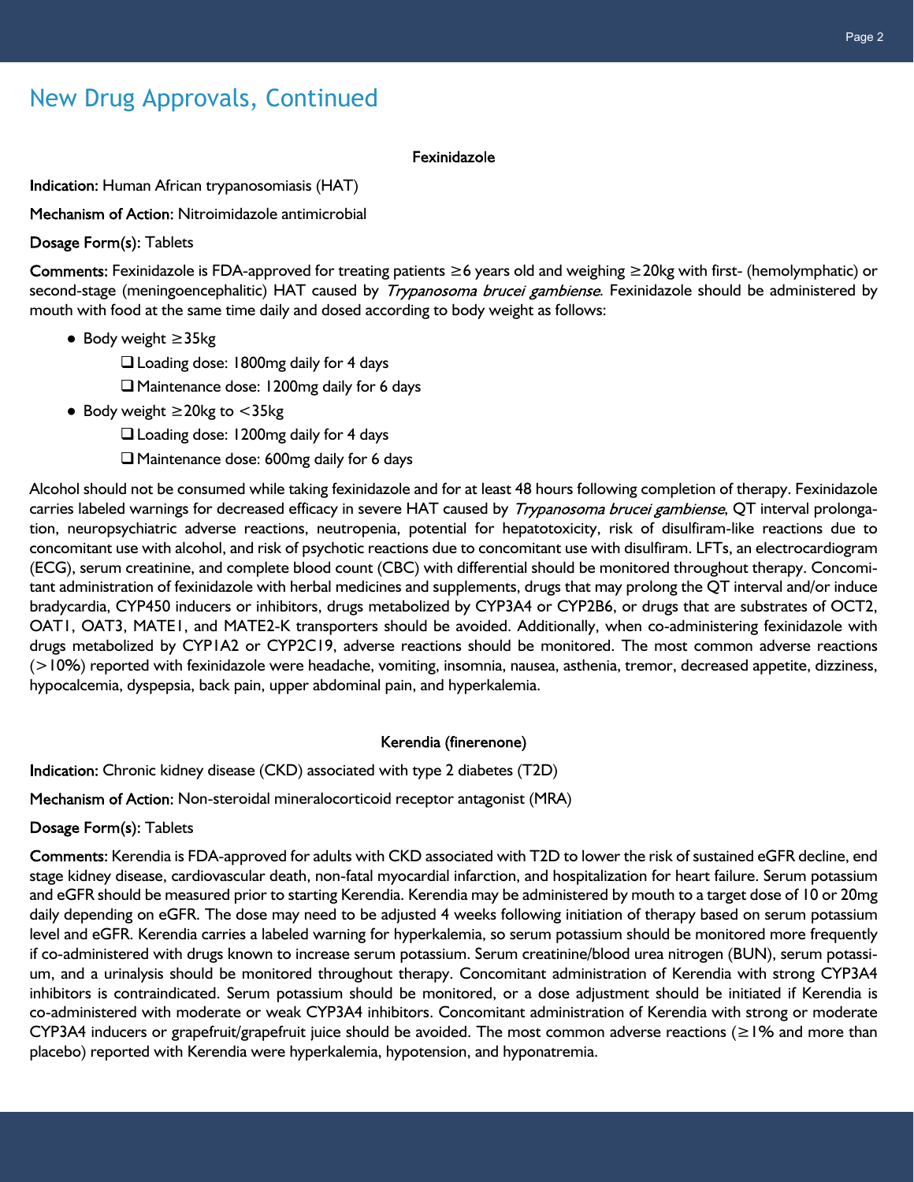# New Drug Approvals, Continued

### Fexinidazole

**Indication:** Human African trypanosomiasis (HAT)

**Mechanism of Action:** Nitroimidazole antimicrobial

**Dosage Form(s):** Tablets

**Comments:** Fexinidazole is FDA-approved for treating patients ≥6 years old and weighing ≥20kg with first- (hemolymphatic) or second-stage (meningoencephalitic) HAT caused by *Trypanosoma brucei gambiense*. Fexinidazole should be administered by mouth with food at the same time daily and dosed according to body weight as follows:

- Body weight ≥35kg
  - Loading dose: 1800mg daily for 4 days
  - Maintenance dose: 1200mg daily for 6 days
- Body weight ≥20kg to <35kg
  - Loading dose: 1200mg daily for 4 days
  - Maintenance dose: 600mg daily for 6 days

Alcohol should not be consumed while taking fexinidazole and for at least 48 hours following completion of therapy. Fexinidazole carries labeled warnings for decreased efficacy in severe HAT caused by *Trypanosoma brucei gambiense*, QT interval prolongation, neuropsychiatric adverse reactions, neutropenia, potential for hepatotoxicity, risk of disulfiram-like reactions due to concomitant use with alcohol, and risk of psychotic reactions due to concomitant use with disulfiram. LFTs, an electrocardiogram (ECG), serum creatinine, and complete blood count (CBC) with differential should be monitored throughout therapy. Concomitant administration of fexinidazole with herbal medicines and supplements, drugs that may prolong the QT interval and/or induce bradycardia, CYP450 inducers or inhibitors, drugs metabolized by CYP3A4 or CYP2B6, or drugs that are substrates of OCT2, OAT1, OAT3, MATE1, and MATE2-K transporters should be avoided. Additionally, when co-administering fexinidazole with drugs metabolized by CYP1A2 or CYP2C19, adverse reactions should be monitored. The most common adverse reactions (>10%) reported with fexinidazole were headache, vomiting, insomnia, nausea, asthenia, tremor, decreased appetite, dizziness, hypocalcemia, dyspepsia, back pain, upper abdominal pain, and hyperkalemia.

### Kerendia (finerenone)

**Indication:** Chronic kidney disease (CKD) associated with type 2 diabetes (T2D)

**Mechanism of Action:** Non-steroidal mineralocorticoid receptor antagonist (MRA)

**Dosage Form(s):** Tablets

**Comments:** Kerendia is FDA-approved for adults with CKD associated with T2D to lower the risk of sustained eGFR decline, end stage kidney disease, cardiovascular death, non-fatal myocardial infarction, and hospitalization for heart failure. Serum potassium and eGFR should be measured prior to starting Kerendia. Kerendia may be administered by mouth to a target dose of 10 or 20mg daily depending on eGFR. The dose may need to be adjusted 4 weeks following initiation of therapy based on serum potassium level and eGFR. Kerendia carries a labeled warning for hyperkalemia, so serum potassium should be monitored more frequently if co-administered with drugs known to increase serum potassium. Serum creatinine/blood urea nitrogen (BUN), serum potassium, and a urinalysis should be monitored throughout therapy. Concomitant administration of Kerendia with strong CYP3A4 inhibitors is contraindicated. Serum potassium should be monitored, or a dose adjustment should be initiated if Kerendia is co-administered with moderate or weak CYP3A4 inhibitors. Concomitant administration of Kerendia with strong or moderate CYP3A4 inducers or grapefruit/grapefruit juice should be avoided. The most common adverse reactions (≥1% and more than placebo) reported with Kerendia were hyperkalemia, hypotension, and hyponatremia.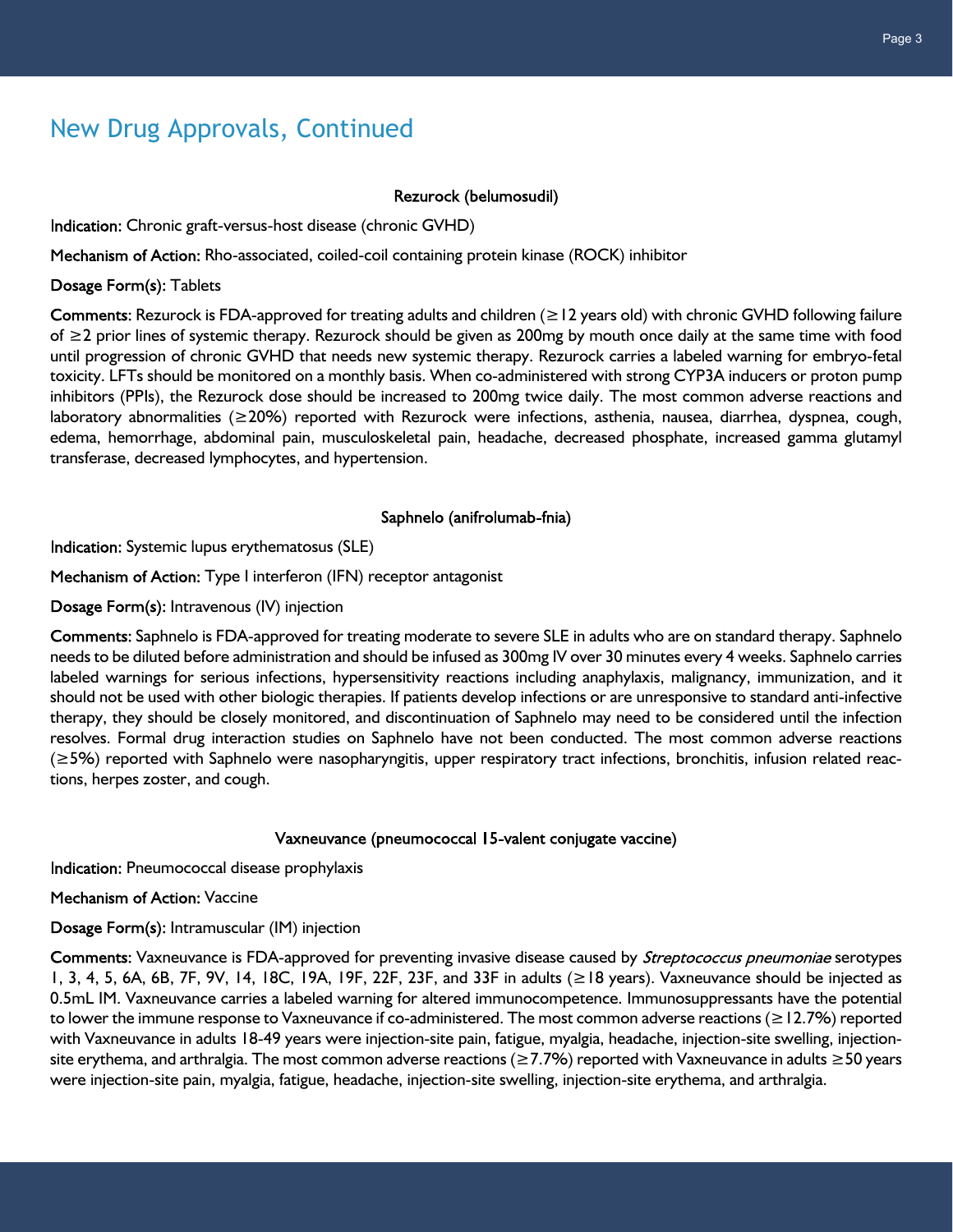# New Drug Approvals, Continued

### Rezurock (belumosudil)

**Indication:** Chronic graft-versus-host disease (chronic GVHD)

**Mechanism of Action:** Rho-associated, coiled-coil containing protein kinase (ROCK) inhibitor

**Dosage Form(s):** Tablets

**Comments:** Rezurock is FDA-approved for treating adults and children (≥12 years old) with chronic GVHD following failure of ≥2 prior lines of systemic therapy. Rezurock should be given as 200mg by mouth once daily at the same time with food until progression of chronic GVHD that needs new systemic therapy. Rezurock carries a labeled warning for embryo-fetal toxicity. LFTs should be monitored on a monthly basis. When co-administered with strong CYP3A inducers or proton pump inhibitors (PPIs), the Rezurock dose should be increased to 200mg twice daily. The most common adverse reactions and laboratory abnormalities (≥20%) reported with Rezurock were infections, asthenia, nausea, diarrhea, dyspnea, cough, edema, hemorrhage, abdominal pain, musculoskeletal pain, headache, decreased phosphate, increased gamma glutamyl transferase, decreased lymphocytes, and hypertension.

### Saphnelo (anifrolumab-fnia)

**Indication:** Systemic lupus erythematosus (SLE)

**Mechanism of Action:** Type I interferon (IFN) receptor antagonist

**Dosage Form(s):** Intravenous (IV) injection

**Comments:** Saphnelo is FDA-approved for treating moderate to severe SLE in adults who are on standard therapy. Saphnelo needs to be diluted before administration and should be infused as 300mg IV over 30 minutes every 4 weeks. Saphnelo carries labeled warnings for serious infections, hypersensitivity reactions including anaphylaxis, malignancy, immunization, and it should not be used with other biologic therapies. If patients develop infections or are unresponsive to standard anti-infective therapy, they should be closely monitored, and discontinuation of Saphnelo may need to be considered until the infection resolves. Formal drug interaction studies on Saphnelo have not been conducted. The most common adverse reactions (≥5%) reported with Saphnelo were nasopharyngitis, upper respiratory tract infections, bronchitis, infusion related reactions, herpes zoster, and cough.

### Vaxneuvance (pneumococcal 15-valent conjugate vaccine)

**Indication:** Pneumococcal disease prophylaxis

**Mechanism of Action:** Vaccine

**Dosage Form(s):** Intramuscular (IM) injection

**Comments:** Vaxneuvance is FDA-approved for preventing invasive disease caused by *Streptococcus pneumoniae* serotypes 1, 3, 4, 5, 6A, 6B, 7F, 9V, 14, 18C, 19A, 19F, 22F, 23F, and 33F in adults (≥18 years). Vaxneuvance should be injected as 0.5mL IM. Vaxneuvance carries a labeled warning for altered immunocompetence. Immunosuppressants have the potential to lower the immune response to Vaxneuvance if co-administered. The most common adverse reactions (≥12.7%) reported with Vaxneuvance in adults 18-49 years were injection-site pain, fatigue, myalgia, headache, injection-site swelling, injection-site erythema, and arthralgia. The most common adverse reactions (≥7.7%) reported with Vaxneuvance in adults ≥50 years were injection-site pain, myalgia, fatigue, headache, injection-site swelling, injection-site erythema, and arthralgia.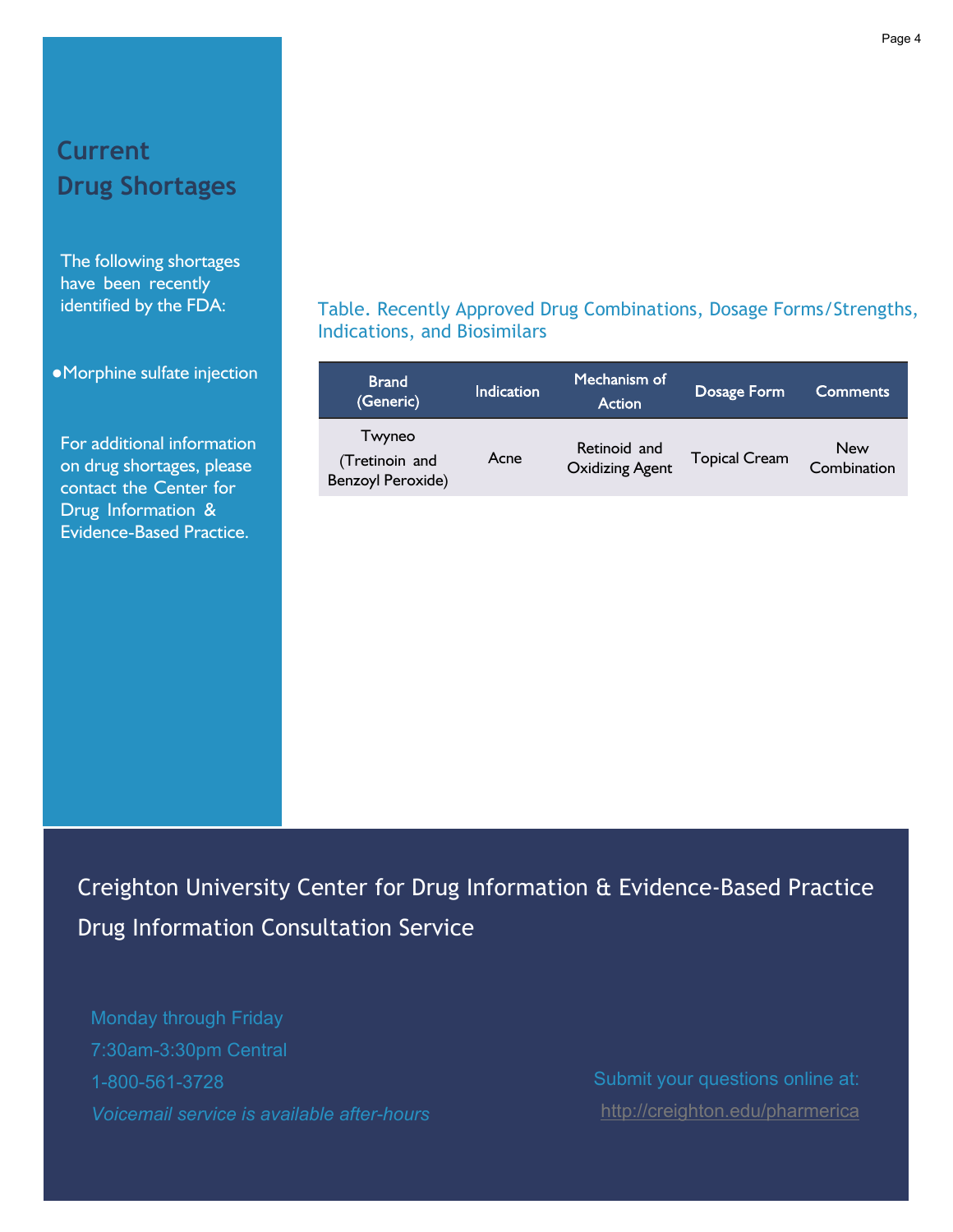## Current Drug Shortages

The following shortages have been recently identified by the FDA:

- Morphine sulfate injection

For additional information on drug shortages, please contact the Center for Drug Information & Evidence-Based Practice.

Table. Recently Approved Drug Combinations, Dosage Forms/Strengths, Indications, and Biosimilars

| Brand (Generic) | Indication | Mechanism of Action | Dosage Form | Comments |
|---|---|---|---|---|
| Twyneo (Tretinoin and Benzoyl Peroxide) | Acne | Retinoid and Oxidizing Agent | Topical Cream | New Combination |

Creighton University Center for Drug Information & Evidence-Based Practice

Drug Information Consultation Service

Monday through Friday

7:30am-3:30pm Central

1-800-561-3728

*Voicemail service is available after-hours*

Submit your questions online at:

http://creighton.edu/pharmerica